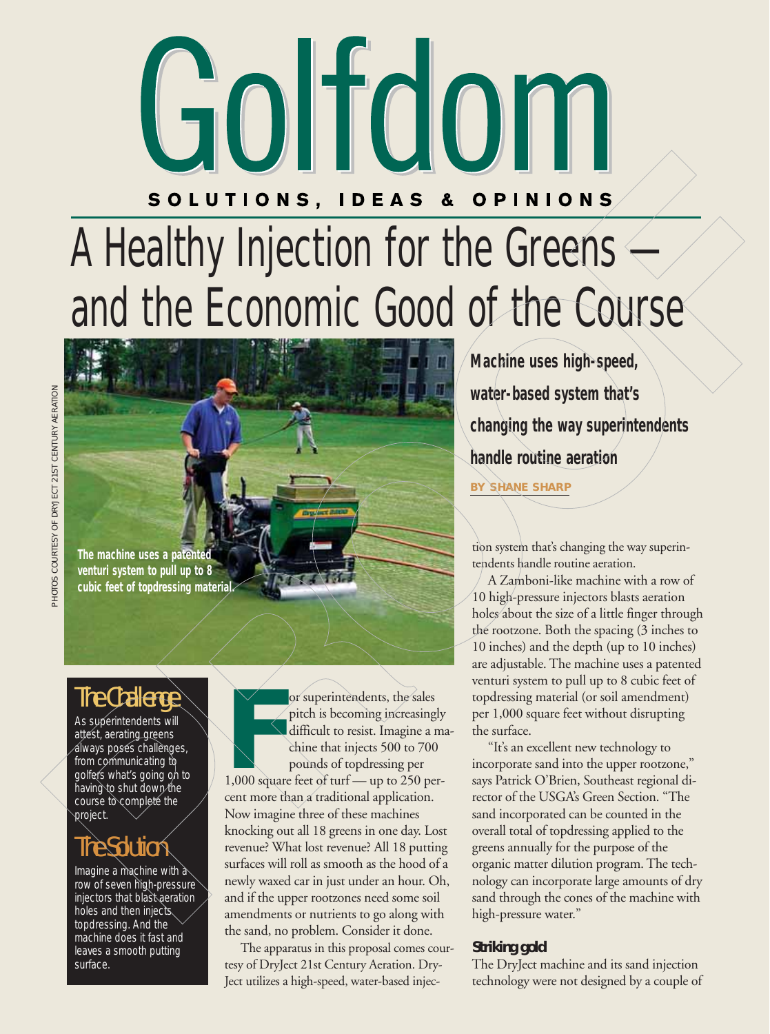# Golfdom

**SOLUTIONS, IDEAS & OPINIONS**

# A Healthy Injection for the Greens — and the Economic Good of the Course

**Machine uses high-speed, water-based system that's changing the way superintendents handle routine aeration**

BY SHANE SHARP

PHOTOS COURTESY OF DRYJECT 21ST CENTURY AERATION

The machine uses a patented venturi system to pull up to 8 cubic feet of topdressing material.

## The Challenge

As superintendents will attest, aerating greens always poses challenges, from communicating to golfers what's going on to having to shut down the course to complete the project.

## The Solution

Imagine a machine with a row of seven high-pressure injectors that blast aeration holes and then injects topdressing. And the machine does it fast and leaves a smooth putting surface.

For superintendents, the sales pitch is becoming increasingly difficult to resist. Imagine a machine that injects 500 to 700 pounds of topdressing per 1,000 square feet of turf — up to 250 percent more than a traditional application. Now imagine three of these machines knocking out all 18 greens in one day. Lost revenue? What lost revenue? All 18 putting surfaces will roll as smooth as the hood of a newly waxed car in just under an hour. Oh, and if the upper rootzones need some soil amendments or nutrients to go along with the sand, no problem. Consider it done.

The apparatus in this proposal comes courtesy of DryJect 21st Century Aeration. DryJect utilizes a high-speed, water-based injection system that's changing the way superintendents handle routine aeration.

A Zamboni-like machine with a row of 10 high-pressure injectors blasts aeration holes about the size of a little finger through the rootzone. Both the spacing (3 inches to 10 inches) and the depth (up to 10 inches) are adjustable. The machine uses a patented venturi system to pull up to 8 cubic feet of topdressing material (or soil amendment) per 1,000 square feet without disrupting the surface.

"It's an excellent new technology to incorporate sand into the upper rootzone," says Patrick O'Brien, Southeast regional director of the USGA's Green Section. "The sand incorporated can be counted in the overall total of topdressing applied to the greens annually for the purpose of the organic matter dilution program. The technology can incorporate large amounts of dry sand through the cones of the machine with high-pressure water."

### Striking gold

The DryJect machine and its sand injection technology were not designed by a couple of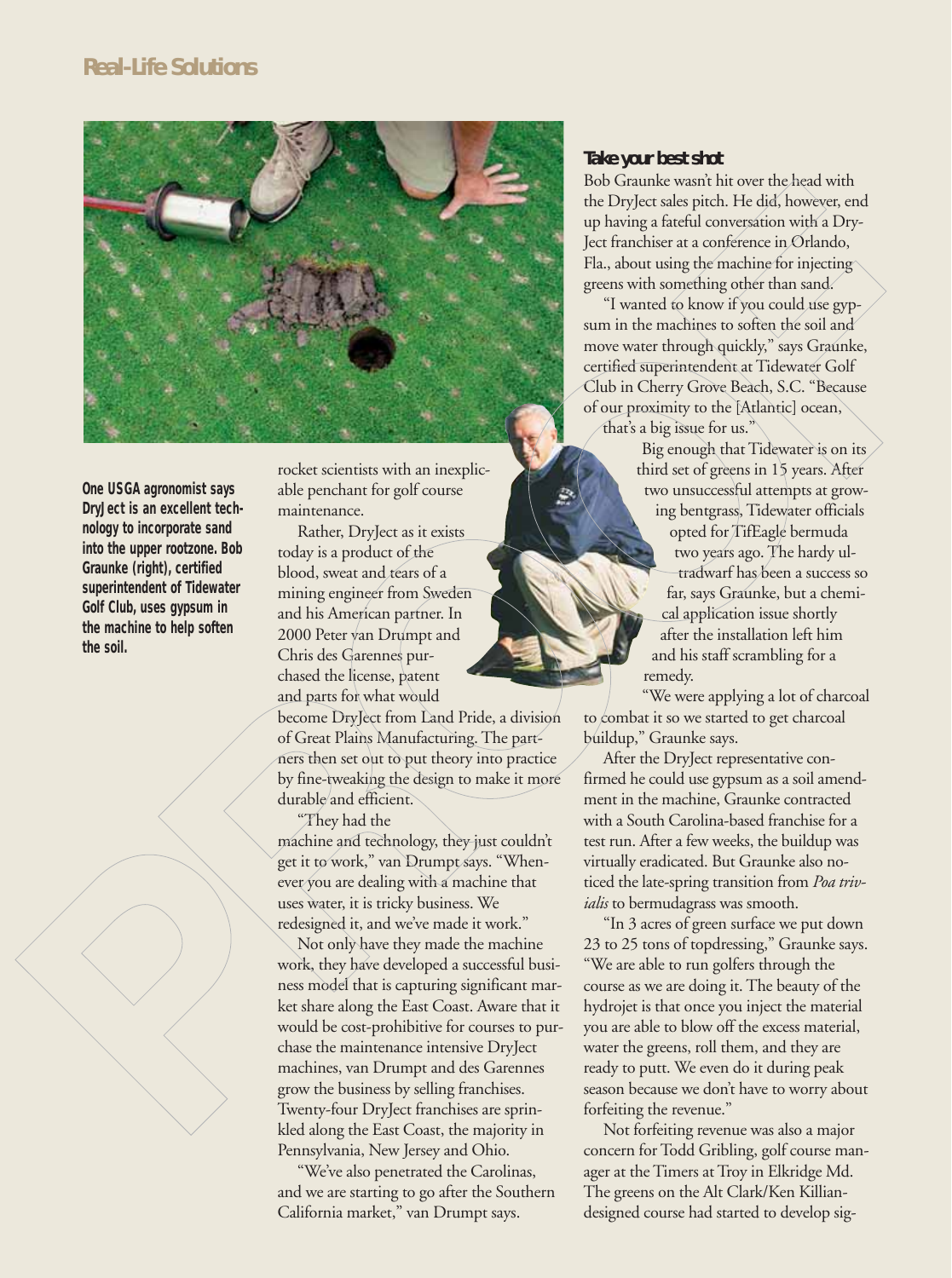One USGA agronomist says DryJect is an excellent technology to incorporate sand into the upper rootzone. Bob Graunke (right), certified superintendent of Tidewater Golf Club, uses gypsum in the machine to help soften the soil.

rocket scientists with an inexplicable penchant for golf course maintenance.

Rather, DryJect as it exists today is a product of the blood, sweat and tears of a mining engineer from Sweden and his American partner. In 2000 Peter van Drumpt and Chris des Garennes purchased the license, patent and parts for what would become DryJect from Land Pride, a division of Great Plains Manufacturing. The partners then set out to put theory into practice by fine-tweaking the design to make it more durable and efficient.

"They had the machine and technology, they just couldn't get it to work," van Drumpt says. "Whenever you are dealing with a machine that uses water, it is tricky business. We redesigned it, and we've made it work."

Not only have they made the machine work, they have developed a successful business model that is capturing significant market share along the East Coast. Aware that it would be cost-prohibitive for courses to purchase the maintenance intensive DryJect machines, van Drumpt and des Garennes grow the business by selling franchises. Twenty-four DryJect franchises are sprinkled along the East Coast, the majority in Pennsylvania, New Jersey and Ohio.

"We've also penetrated the Carolinas, and we are starting to go after the Southern California market," van Drumpt says.

### Take your best shot

Bob Graunke wasn't hit over the head with the DryJect sales pitch. He did, however, end up having a fateful conversation with a DryJect franchiser at a conference in Orlando, Fla., about using the machine for injecting greens with something other than sand.

"I wanted to know if you could use gypsum in the machines to soften the soil and move water through quickly," says Graunke, certified superintendent at Tidewater Golf Club in Cherry Grove Beach, S.C. "Because of our proximity to the [Atlantic] ocean, that's a big issue for us."

Big enough that Tidewater is on its third set of greens in 15 years. After two unsuccessful attempts at growing bentgrass, Tidewater officials opted for TifEagle bermuda two years ago. The hardy ultradwarf has been a success so far, says Graunke, but a chemical application issue shortly after the installation left him and his staff scrambling for a remedy.

"We were applying a lot of charcoal to combat it so we started to get charcoal buildup," Graunke says.

After the DryJect representative confirmed he could use gypsum as a soil amendment in the machine, Graunke contracted with a South Carolina-based franchise for a test run. After a few weeks, the buildup was virtually eradicated. But Graunke also noticed the late-spring transition from *Poa trivialis* to bermudagrass was smooth.

"In 3 acres of green surface we put down 23 to 25 tons of topdressing," Graunke says. "We are able to run golfers through the course as we are doing it. The beauty of the hydrojet is that once you inject the material you are able to blow off the excess material, water the greens, roll them, and they are ready to putt. We even do it during peak season because we don't have to worry about forfeiting the revenue."

Not forfeiting revenue was also a major concern for Todd Gribling, golf course manager at the Timers at Troy in Elkridge Md. The greens on the Alt Clark/Ken Killian-designed course had started to develop sig-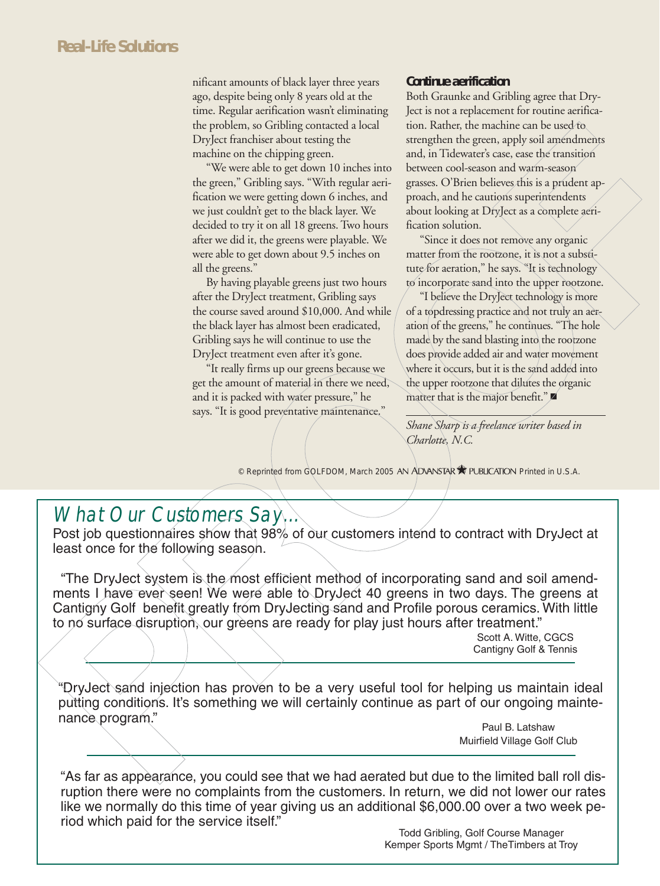nificant amounts of black layer three years ago, despite being only 8 years old at the time. Regular aerification wasn't eliminating the problem, so Gribling contacted a local DryJect franchiser about testing the machine on the chipping green.

"We were able to get down 10 inches into the green," Gribling says. "With regular aerification we were getting down 6 inches, and we just couldn't get to the black layer. We decided to try it on all 18 greens. Two hours after we did it, the greens were playable. We were able to get down about 9.5 inches on all the greens."

By having playable greens just two hours after the DryJect treatment, Gribling says the course saved around $10,000. And while the black layer has almost been eradicated, Gribling says he will continue to use the DryJect treatment even after it's gone.

"It really firms up our greens because we get the amount of material in there we need, and it is packed with water pressure," he says. "It is good preventative maintenance."

### Continue aerification

Both Graunke and Gribling agree that DryJect is not a replacement for routine aerification. Rather, the machine can be used to strengthen the green, apply soil amendments and, in Tidewater's case, ease the transition between cool-season and warm-season grasses. O'Brien believes this is a prudent approach, and he cautions superintendents about looking at DryJect as a complete aerification solution.

"Since it does not remove any organic matter from the rootzone, it is not a substitute for aeration," he says. "It is technology to incorporate sand into the upper rootzone.

"I believe the DryJect technology is more of a topdressing practice and not truly an aeration of the greens," he continues. "The hole made by the sand blasting into the rootzone does provide added air and water movement where it occurs, but it is the sand added into the upper rootzone that dilutes the organic matter that is the major benefit." ◪

---

*Shane Sharp is a freelance writer based in Charlotte, N.C.*

© Reprinted from GOLFDOM, March 2005 AN ADVANSTAR PUBLICATION Printed in U.S.A.

## What Our Customers Say...

Post job questionnaires show that 98% of our customers intend to contract with DryJect at least once for the following season.

"The DryJect system is the most efficient method of incorporating sand and soil amendments I have ever seen! We were able to DryJect 40 greens in two days. The greens at Cantigny Golf benefit greatly from DryJecting sand and Profile porous ceramics. With little to no surface disruption, our greens are ready for play just hours after treatment."

Scott A. Witte, CGCS
Cantigny Golf & Tennis

---

"DryJect sand injection has proven to be a very useful tool for helping us maintain ideal putting conditions. It's something we will certainly continue as part of our ongoing maintenance program."

Paul B. Latshaw
Muirfield Village Golf Club

---

"As far as appearance, you could see that we had aerated but due to the limited ball roll disruption there were no complaints from the customers. In return, we did not lower our rates like we normally do this time of year giving us an additional $6,000.00 over a two week period which paid for the service itself."

Todd Gribling, Golf Course Manager
Kemper Sports Mgmt / TheTimbers at Troy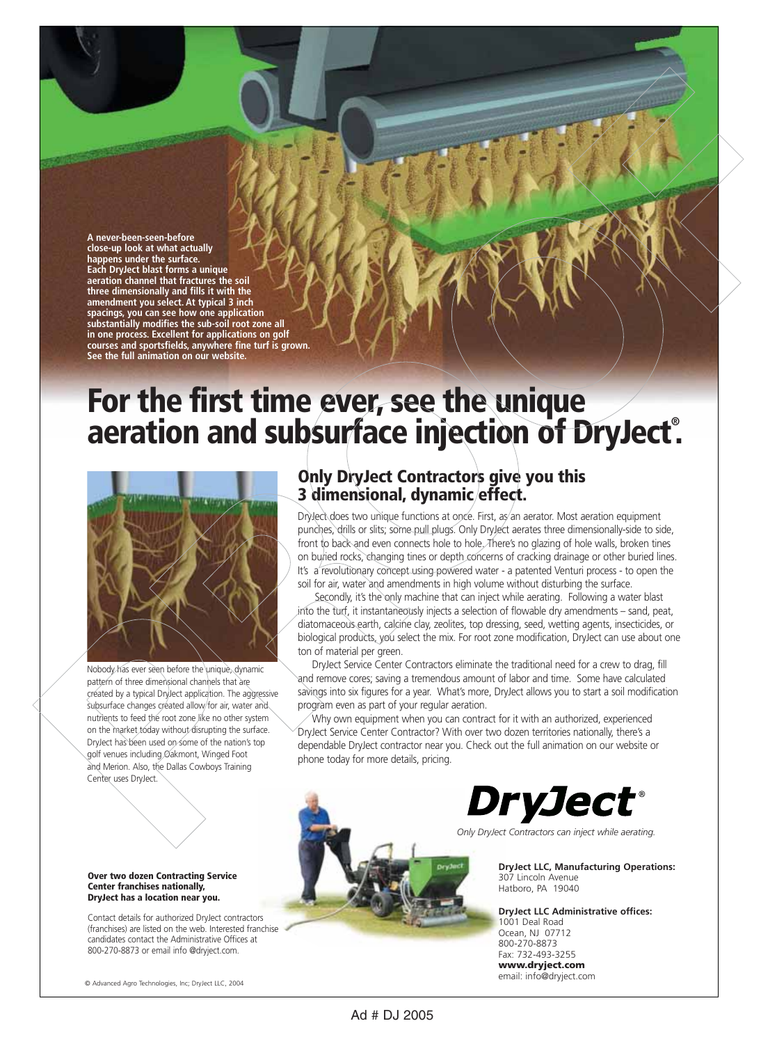**A never-been-seen-before close-up look at what actually happens under the surface. Each DryJect blast forms a unique aeration channel that fractures the soil three dimensionally and fills it with the amendment you select. At typical 3 inch spacings, you can see how one application substantially modifies the sub-soil root zone all in one process. Excellent for applications on golf courses and sportsfields, anywhere fine turf is grown. See the full animation on our website.**

# For the first time ever, see the unique aeration and subsurface injection of DryJect®.

Nobody has ever seen before the unique, dynamic pattern of three dimensional channels that are created by a typical DryJect application. The aggressive subsurface changes created allow for air, water and nutrients to feed the root zone like no other system on the market today without disrupting the surface. DryJect has been used on some of the nation's top golf venues including Oakmont, Winged Foot and Merion. Also, the Dallas Cowboys Training Center uses DryJect.

## Only DryJect Contractors give you this 3 dimensional, dynamic effect.

DryJect does two unique functions at once. First, as an aerator. Most aeration equipment punches, drills or slits; some pull plugs. Only DryJect aerates three dimensionally-side to side, front to back and even connects hole to hole. There's no glazing of hole walls, broken tines on buried rocks, changing tines or depth concerns of cracking drainage or other buried lines. It's a revolutionary concept using powered water - a patented Venturi process - to open the soil for air, water and amendments in high volume without disturbing the surface.

Secondly, it's the only machine that can inject while aerating. Following a water blast into the turf, it instantaneously injects a selection of flowable dry amendments – sand, peat, diatomaceous earth, calcine clay, zeolites, top dressing, seed, wetting agents, insecticides, or biological products, you select the mix. For root zone modification, DryJect can use about one ton of material per green.

DryJect Service Center Contractors eliminate the traditional need for a crew to drag, fill and remove cores; saving a tremendous amount of labor and time. Some have calculated savings into six figures for a year. What's more, DryJect allows you to start a soil modification program even as part of your regular aeration.

Why own equipment when you can contract for it with an authorized, experienced DryJect Service Center Contractor? With over two dozen territories nationally, there's a dependable DryJect contractor near you. Check out the full animation on our website or phone today for more details, pricing.

**DryJect®**

*Only DryJect Contractors can inject while aerating.*

**Over two dozen Contracting Service Center franchises nationally, DryJect has a location near you.**

Contact details for authorized DryJect contractors (franchises) are listed on the web. Interested franchise candidates contact the Administrative Offices at 800-270-8873 or email info @dryject.com.

**DryJect LLC, Manufacturing Operations:**
307 Lincoln Avenue
Hatboro, PA 19040

**DryJect LLC Administrative offices:**
1001 Deal Road
Ocean, NJ 07712
800-270-8873
Fax: 732-493-3255
**www.dryject.com**
email: info@dryject.com

© Advanced Agro Technologies, Inc; DryJect LLC, 2004

Ad # DJ 2005